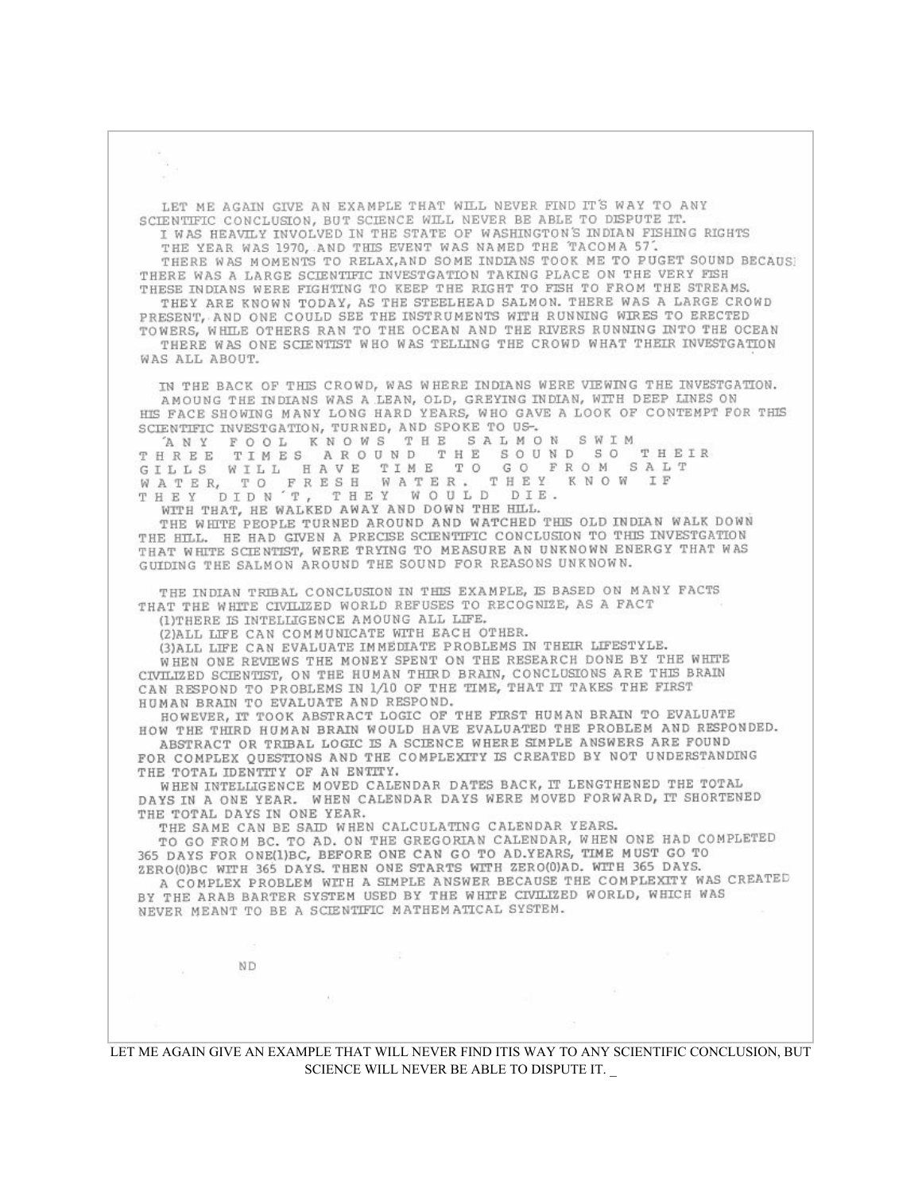LET ME AGAIN GIVE AN EXAMPLE THAT WILL NEVER FIND IT'S WAY TO ANY SCIENTIFIC CONCLUSION, BUT SCIENCE WILL NEVER BE ABLE TO DISPUTE IT.

I WAS HEAVILY INVOLVED IN THE STATE OF WASHINGTON'S INDIAN FISHING RIGHTS THE YEAR WAS 1970, AND THIS EVENT WAS NAMED THE 'TACOMA 57'.

THERE WAS MOMENTS TO RELAX, AND SOME INDIANS TOOK ME TO PUGET SOUND BECAUSE THERE WAS A LARGE SCIENTIFIC INVESTGATION TAKING PLACE ON THE VERY FISH THESE INDIANS WERE FIGHTING TO KEEP THE RIGHT TO FISH TO FROM THE STREAMS.

THEY ARE KNOWN TODAY, AS THE STEELHEAD SALMON. THERE WAS A LARGE CROWD PRESENT, AND ONE COULD SEE THE INSTRUMENTS WITH RUNNING WIRES TO ERECTED TOWERS, WHILE OTHERS RAN TO THE OCEAN AND THE RIVERS RUNNING INTO THE OCEAN

THERE WAS ONE SCIENTIST WHO WAS TELLING THE CROWD WHAT THEIR INVESTGATION WAS ALL ABOUT.

IN THE BACK OF THIS CROWD, WAS WHERE INDIANS WERE VIEWING THE INVESTGATION.

AMOUNG THE INDIANS WAS A LEAN, OLD, GREYING INDIAN, WITH DEEP LINES ON HIS FACE SHOWING MANY LONG HARD YEARS, WHO GAVE A LOOK OF CONTEMPT FOR THIS SCIENTIFIC INVESTGATION, TURNED, AND SPOKE TO US-.

'ANY FOOL KNOWS THE SALMON SWIM THREE TIMES AROUND THE SOUND SO THEIR GILLS WILL HAVE TIME TO GO FROM SALT WATER, TO FRESH WATER. THEY KNOW IF THEY DIDN'T, THEY WOULD DIE.

WITH THAT, HE WALKED AWAY AND DOWN THE HILL.

THE WHITE PEOPLE TURNED AROUND AND WATCHED THIS OLD INDIAN WALK DOWN THE HILL. HE HAD GIVEN A PRECISE SCIENTIFIC CONCLUSION TO THIS INVESTGATION THAT WHITE SCIENTIST, WERE TRYING TO MEASURE AN UNKNOWN ENERGY THAT WAS GUIDING THE SALMON AROUND THE SOUND FOR REASONS UNKNOWN.

THE INDIAN TRIBAL CONCLUSION IN THIS EXAMPLE, IS BASED ON MANY FACTS THAT THE WHITE CIVILIZED WORLD REFUSES TO RECOGNIZE, AS A FACT

(1)THERE IS INTELLIGENCE AMOUNG ALL LIFE.

(2)ALL LIFE CAN COMMUNICATE WITH EACH OTHER.

(3)ALL LIFE CAN EVALUATE IMMEDIATE PROBLEMS IN THEIR LIFESTYLE.

WHEN ONE REVIEWS THE MONEY SPENT ON THE RESEARCH DONE BY THE WHITE CIVILIZED SCIENTIST, ON THE HUMAN THIRD BRAIN, CONCLUSIONS ARE THIS BRAIN CAN RESPOND TO PROBLEMS IN 1/10 OF THE TIME, THAT IT TAKES THE FIRST HUMAN BRAIN TO EVALUATE AND RESPOND.

HOWEVER, IT TOOK ABSTRACT LOGIC OF THE FIRST HUMAN BRAIN TO EVALUATE HOW THE THIRD HUMAN BRAIN WOULD HAVE EVALUATED THE PROBLEM AND RESPONDED.

ABSTRACT OR TRIBAL LOGIC IS A SCIENCE WHERE SIMPLE ANSWERS ARE FOUND FOR COMPLEX QUESTIONS AND THE COMPLEXITY IS CREATED BY NOT UNDERSTANDING THE TOTAL IDENTITY OF AN ENTITY.

WHEN INTELLIGENCE MOVED CALENDAR DATES BACK, IT LENGTHENED THE TOTAL DAYS IN A ONE YEAR. WHEN CALENDAR DAYS WERE MOVED FORWARD, IT SHORTENED THE TOTAL DAYS IN ONE YEAR.

THE SAME CAN BE SAID WHEN CALCULATING CALENDAR YEARS.

TO GO FROM BC. TO AD. ON THE GREGORIAN CALENDAR, WHEN ONE HAD COMPLETED 365 DAYS FOR ONE(1)BC, BEFORE ONE CAN GO TO AD.YEARS, TIME MUST GO TO ZERO(0)BC WITH 365 DAYS. THEN ONE STARTS WITH ZERO(0)AD. WITH 365 DAYS.

A COMPLEX PROBLEM WITH A SIMPLE ANSWER BECAUSE THE COMPLEXITY WAS CREATED BY THE ARAB BARTER SYSTEM USED BY THE WHITE CIVILIZED WORLD, WHICH WAS NEVER MEANT TO BE A SCIENTIFIC MATHEMATICAL SYSTEM.

ND

LET ME AGAIN GIVE AN EXAMPLE THAT WILL NEVER FIND ITIS WAY TO ANY SCIENTIFIC CONCLUSION, BUT SCIENCE WILL NEVER BE ABLE TO DISPUTE IT. _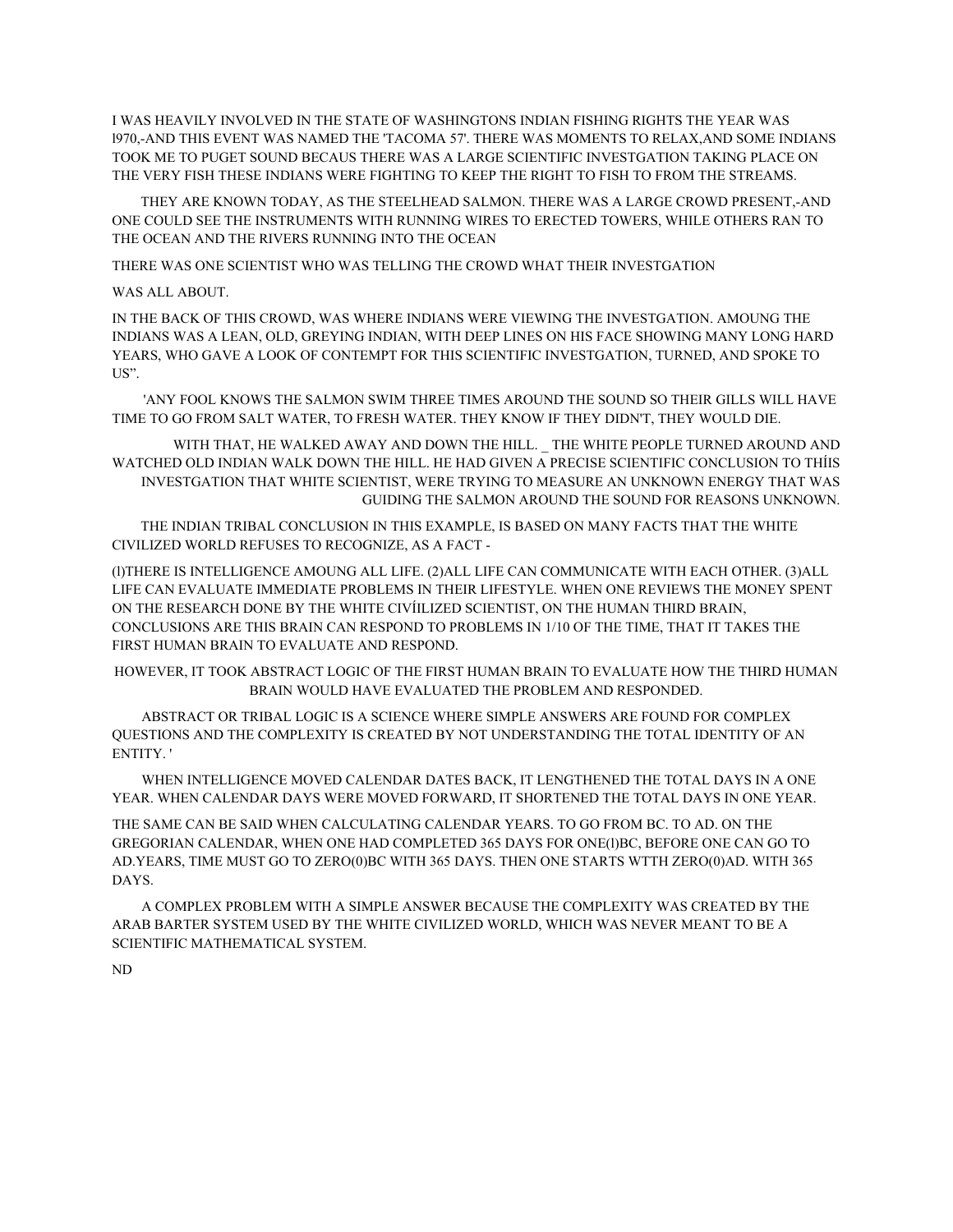I WAS HEAVILY INVOLVED IN THE STATE OF WASHINGTONS INDIAN FISHING RIGHTS THE YEAR WAS l970,-AND THIS EVENT WAS NAMED THE 'TACOMA 57'. THERE WAS MOMENTS TO RELAX,AND SOME INDIANS TOOK ME TO PUGET SOUND BECAUS THERE WAS A LARGE SCIENTIFIC INVESTGATION TAKING PLACE ON THE VERY FISH THESE INDIANS WERE FIGHTING TO KEEP THE RIGHT TO FISH TO FROM THE STREAMS.

THEY ARE KNOWN TODAY, AS THE STEELHEAD SALMON. THERE WAS A LARGE CROWD PRESENT,-AND ONE COULD SEE THE INSTRUMENTS WITH RUNNING WIRES TO ERECTED TOWERS, WHILE OTHERS RAN TO THE OCEAN AND THE RIVERS RUNNING INTO THE OCEAN

THERE WAS ONE SCIENTIST WHO WAS TELLING THE CROWD WHAT THEIR INVESTGATION

WAS ALL ABOUT.

IN THE BACK OF THIS CROWD, WAS WHERE INDIANS WERE VIEWING THE INVESTGATION. AMOUNG THE INDIANS WAS A LEAN, OLD, GREYING INDIAN, WITH DEEP LINES ON HIS FACE SHOWING MANY LONG HARD YEARS, WHO GAVE A LOOK OF CONTEMPT FOR THIS SCIENTIFIC INVESTGATION, TURNED, AND SPOKE TO US".

'ANY FOOL KNOWS THE SALMON SWIM THREE TIMES AROUND THE SOUND SO THEIR GILLS WILL HAVE TIME TO GO FROM SALT WATER, TO FRESH WATER. THEY KNOW IF THEY DIDN'T, THEY WOULD DIE.

WITH THAT, HE WALKED AWAY AND DOWN THE HILL. _ THE WHITE PEOPLE TURNED AROUND AND WATCHED OLD INDIAN WALK DOWN THE HILL. HE HAD GIVEN A PRECISE SCIENTIFIC CONCLUSION TO THÍIS INVESTGATION THAT WHITE SCIENTIST, WERE TRYING TO MEASURE AN UNKNOWN ENERGY THAT WAS GUIDING THE SALMON AROUND THE SOUND FOR REASONS UNKNOWN.

THE INDIAN TRIBAL CONCLUSION IN THIS EXAMPLE, IS BASED ON MANY FACTS THAT THE WHITE CIVILIZED WORLD REFUSES TO RECOGNIZE, AS A FACT -

(l)THERE IS INTELLIGENCE AMOUNG ALL LIFE. (2)ALL LIFE CAN COMMUNICATE WITH EACH OTHER. (3)ALL LIFE CAN EVALUATE IMMEDIATE PROBLEMS IN THEIR LIFESTYLE. WHEN ONE REVIEWS THE MONEY SPENT ON THE RESEARCH DONE BY THE WHITE CIVÍILIZED SCIENTIST, ON THE HUMAN THIRD BRAIN, CONCLUSIONS ARE THIS BRAIN CAN RESPOND TO PROBLEMS IN 1/10 OF THE TIME, THAT IT TAKES THE FIRST HUMAN BRAIN TO EVALUATE AND RESPOND.

HOWEVER, IT TOOK ABSTRACT LOGIC OF THE FIRST HUMAN BRAIN TO EVALUATE HOW THE THIRD HUMAN BRAIN WOULD HAVE EVALUATED THE PROBLEM AND RESPONDED.

ABSTRACT OR TRIBAL LOGIC IS A SCIENCE WHERE SIMPLE ANSWERS ARE FOUND FOR COMPLEX QUESTIONS AND THE COMPLEXITY IS CREATED BY NOT UNDERSTANDING THE TOTAL IDENTITY OF AN ENTITY. '

WHEN INTELLIGENCE MOVED CALENDAR DATES BACK, IT LENGTHENED THE TOTAL DAYS IN A ONE YEAR. WHEN CALENDAR DAYS WERE MOVED FORWARD, IT SHORTENED THE TOTAL DAYS IN ONE YEAR.

THE SAME CAN BE SAID WHEN CALCULATING CALENDAR YEARS. TO GO FROM BC. TO AD. ON THE GREGORIAN CALENDAR, WHEN ONE HAD COMPLETED 365 DAYS FOR ONE(l)BC, BEFORE ONE CAN GO TO AD.YEARS, TIME MUST GO TO ZERO(0)BC WITH 365 DAYS. THEN ONE STARTS WTTH ZERO(0)AD. WITH 365 DAYS.

A COMPLEX PROBLEM WITH A SIMPLE ANSWER BECAUSE THE COMPLEXITY WAS CREATED BY THE ARAB BARTER SYSTEM USED BY THE WHITE CIVILIZED WORLD, WHICH WAS NEVER MEANT TO BE A SCIENTIFIC MATHEMATICAL SYSTEM.

ND